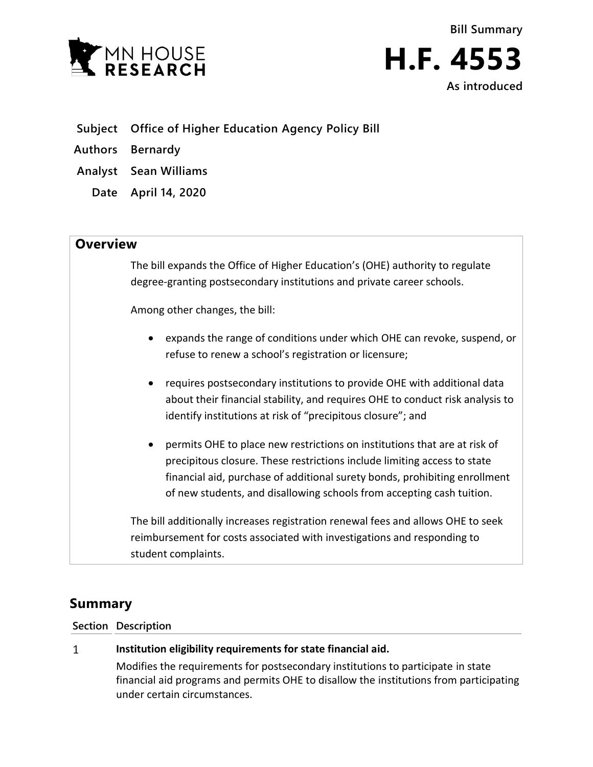Bill Summary

# H.F. 4553

As introduced

| | |
|---|---|
| **Subject** | **Office of Higher Education Agency Policy Bill** |
| **Authors** | **Bernardy** |
| **Analyst** | **Sean Williams** |
| **Date** | **April 14, 2020** |

## Overview

The bill expands the Office of Higher Education's (OHE) authority to regulate degree-granting postsecondary institutions and private career schools.

Among other changes, the bill:

- expands the range of conditions under which OHE can revoke, suspend, or refuse to renew a school's registration or licensure;
- requires postsecondary institutions to provide OHE with additional data about their financial stability, and requires OHE to conduct risk analysis to identify institutions at risk of "precipitous closure"; and
- permits OHE to place new restrictions on institutions that are at risk of precipitous closure. These restrictions include limiting access to state financial aid, purchase of additional surety bonds, prohibiting enrollment of new students, and disallowing schools from accepting cash tuition.

The bill additionally increases registration renewal fees and allows OHE to seek reimbursement for costs associated with investigations and responding to student complaints.

## Summary

| Section | Description |
|---|---|
| 1 | **Institution eligibility requirements for state financial aid.**<br>Modifies the requirements for postsecondary institutions to participate in state financial aid programs and permits OHE to disallow the institutions from participating under certain circumstances. |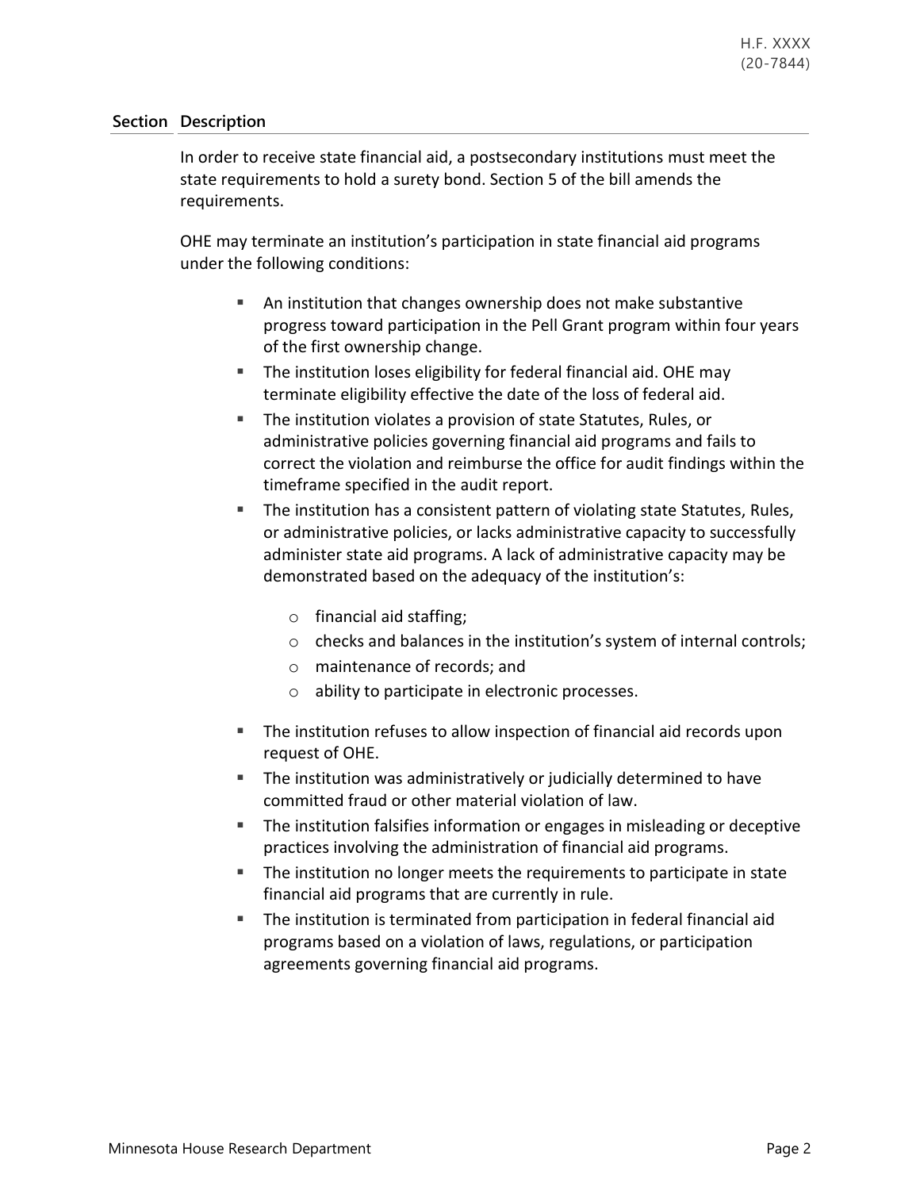| Section | Description |
|---|---|

In order to receive state financial aid, a postsecondary institutions must meet the state requirements to hold a surety bond. Section 5 of the bill amends the requirements.

OHE may terminate an institution's participation in state financial aid programs under the following conditions:

- An institution that changes ownership does not make substantive progress toward participation in the Pell Grant program within four years of the first ownership change.
- The institution loses eligibility for federal financial aid. OHE may terminate eligibility effective the date of the loss of federal aid.
- The institution violates a provision of state Statutes, Rules, or administrative policies governing financial aid programs and fails to correct the violation and reimburse the office for audit findings within the timeframe specified in the audit report.
- The institution has a consistent pattern of violating state Statutes, Rules, or administrative policies, or lacks administrative capacity to successfully administer state aid programs. A lack of administrative capacity may be demonstrated based on the adequacy of the institution's:
  - financial aid staffing;
  - checks and balances in the institution's system of internal controls;
  - maintenance of records; and
  - ability to participate in electronic processes.
- The institution refuses to allow inspection of financial aid records upon request of OHE.
- The institution was administratively or judicially determined to have committed fraud or other material violation of law.
- The institution falsifies information or engages in misleading or deceptive practices involving the administration of financial aid programs.
- The institution no longer meets the requirements to participate in state financial aid programs that are currently in rule.
- The institution is terminated from participation in federal financial aid programs based on a violation of laws, regulations, or participation agreements governing financial aid programs.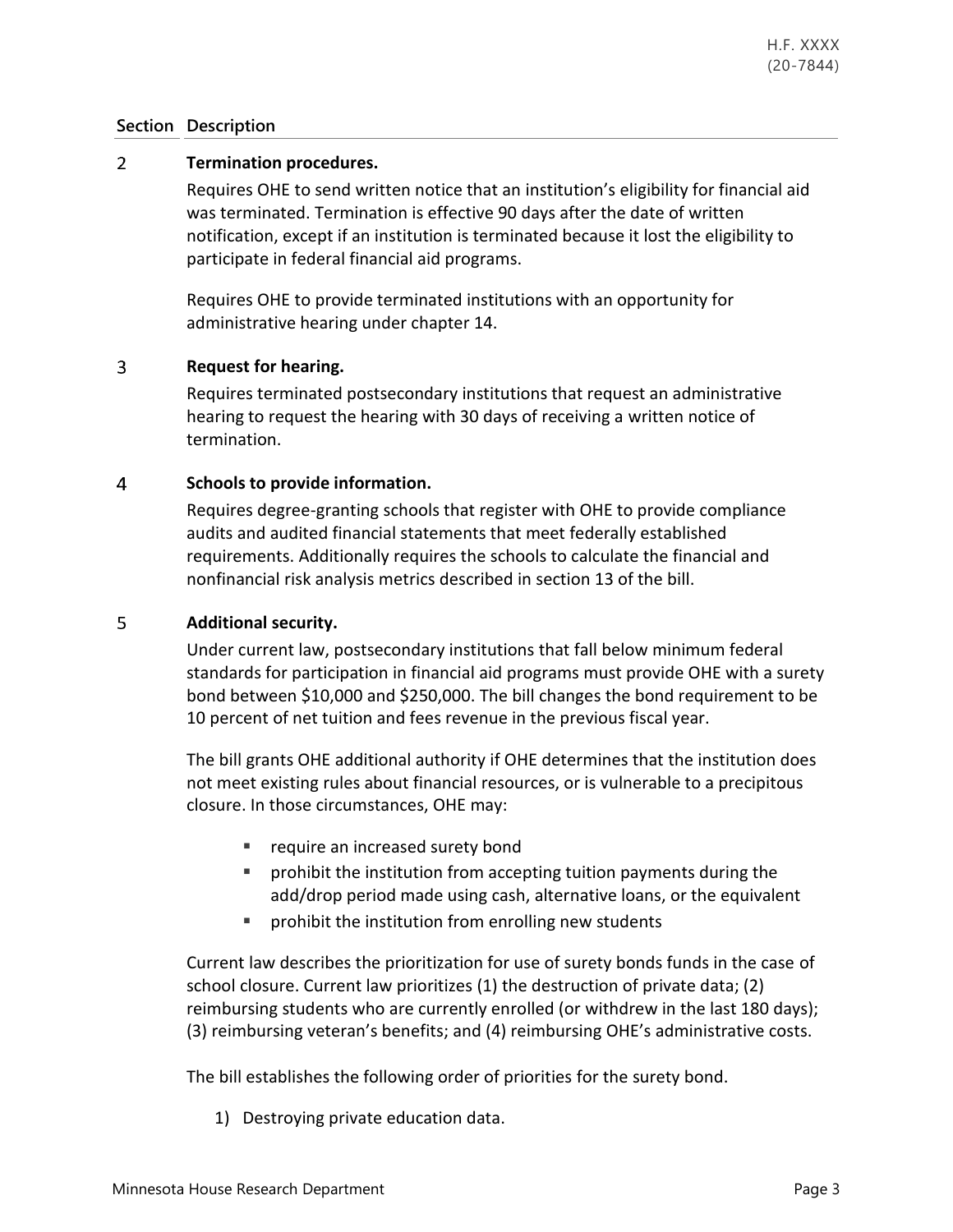| Section | Description |
|---|---|
| 2 | **Termination procedures.** |

Requires OHE to send written notice that an institution's eligibility for financial aid was terminated. Termination is effective 90 days after the date of written notification, except if an institution is terminated because it lost the eligibility to participate in federal financial aid programs.

Requires OHE to provide terminated institutions with an opportunity for administrative hearing under chapter 14.

**3 Request for hearing.**

Requires terminated postsecondary institutions that request an administrative hearing to request the hearing with 30 days of receiving a written notice of termination.

**4 Schools to provide information.**

Requires degree-granting schools that register with OHE to provide compliance audits and audited financial statements that meet federally established requirements. Additionally requires the schools to calculate the financial and nonfinancial risk analysis metrics described in section 13 of the bill.

**5 Additional security.**

Under current law, postsecondary institutions that fall below minimum federal standards for participation in financial aid programs must provide OHE with a surety bond between $10,000 and $250,000. The bill changes the bond requirement to be 10 percent of net tuition and fees revenue in the previous fiscal year.

The bill grants OHE additional authority if OHE determines that the institution does not meet existing rules about financial resources, or is vulnerable to a precipitous closure. In those circumstances, OHE may:

- require an increased surety bond
- prohibit the institution from accepting tuition payments during the add/drop period made using cash, alternative loans, or the equivalent
- prohibit the institution from enrolling new students

Current law describes the prioritization for use of surety bonds funds in the case of school closure. Current law prioritizes (1) the destruction of private data; (2) reimbursing students who are currently enrolled (or withdrew in the last 180 days); (3) reimbursing veteran's benefits; and (4) reimbursing OHE's administrative costs.

The bill establishes the following order of priorities for the surety bond.

1) Destroying private education data.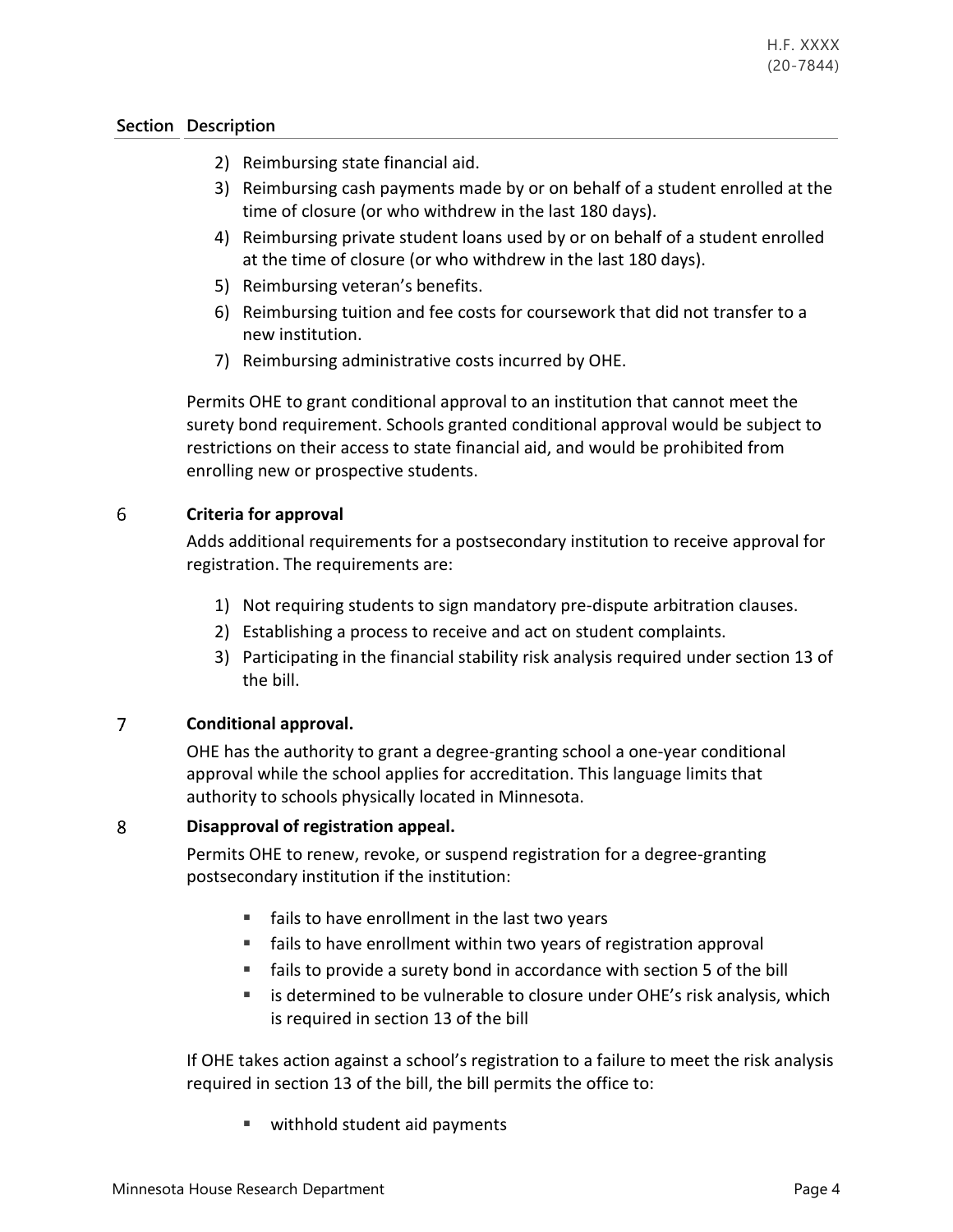| Section | Description |
|---|---|

2) Reimbursing state financial aid.
3) Reimbursing cash payments made by or on behalf of a student enrolled at the time of closure (or who withdrew in the last 180 days).
4) Reimbursing private student loans used by or on behalf of a student enrolled at the time of closure (or who withdrew in the last 180 days).
5) Reimbursing veteran's benefits.
6) Reimbursing tuition and fee costs for coursework that did not transfer to a new institution.
7) Reimbursing administrative costs incurred by OHE.

Permits OHE to grant conditional approval to an institution that cannot meet the surety bond requirement. Schools granted conditional approval would be subject to restrictions on their access to state financial aid, and would be prohibited from enrolling new or prospective students.

6 **Criteria for approval**

Adds additional requirements for a postsecondary institution to receive approval for registration. The requirements are:

1) Not requiring students to sign mandatory pre-dispute arbitration clauses.
2) Establishing a process to receive and act on student complaints.
3) Participating in the financial stability risk analysis required under section 13 of the bill.

7 **Conditional approval.**

OHE has the authority to grant a degree-granting school a one-year conditional approval while the school applies for accreditation. This language limits that authority to schools physically located in Minnesota.

8 **Disapproval of registration appeal.**

Permits OHE to renew, revoke, or suspend registration for a degree-granting postsecondary institution if the institution:

- fails to have enrollment in the last two years
- fails to have enrollment within two years of registration approval
- fails to provide a surety bond in accordance with section 5 of the bill
- is determined to be vulnerable to closure under OHE's risk analysis, which is required in section 13 of the bill

If OHE takes action against a school's registration to a failure to meet the risk analysis required in section 13 of the bill, the bill permits the office to:

- withhold student aid payments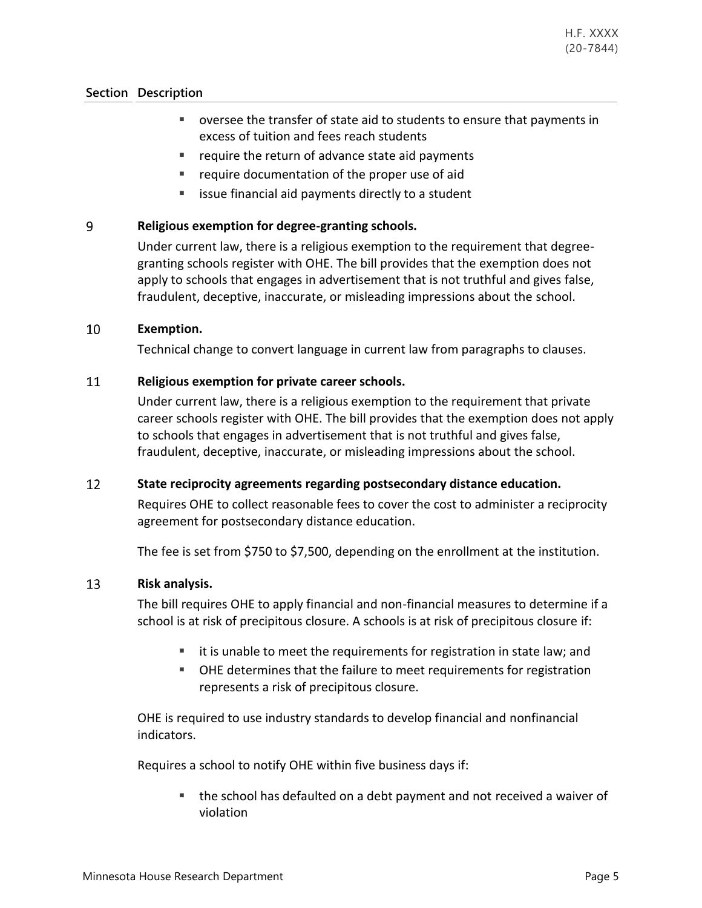| Section | Description |
|---|---|
| | ▪ oversee the transfer of state aid to students to ensure that payments in excess of tuition and fees reach students<br>▪ require the return of advance state aid payments<br>▪ require documentation of the proper use of aid<br>▪ issue financial aid payments directly to a student |
| 9 | **Religious exemption for degree-granting schools.**<br>Under current law, there is a religious exemption to the requirement that degree-granting schools register with OHE. The bill provides that the exemption does not apply to schools that engages in advertisement that is not truthful and gives false, fraudulent, deceptive, inaccurate, or misleading impressions about the school. |
| 10 | **Exemption.**<br>Technical change to convert language in current law from paragraphs to clauses. |
| 11 | **Religious exemption for private career schools.**<br>Under current law, there is a religious exemption to the requirement that private career schools register with OHE. The bill provides that the exemption does not apply to schools that engages in advertisement that is not truthful and gives false, fraudulent, deceptive, inaccurate, or misleading impressions about the school. |
| 12 | **State reciprocity agreements regarding postsecondary distance education.**<br>Requires OHE to collect reasonable fees to cover the cost to administer a reciprocity agreement for postsecondary distance education.<br><br>The fee is set from $750 to $7,500, depending on the enrollment at the institution. |
| 13 | **Risk analysis.**<br>The bill requires OHE to apply financial and non-financial measures to determine if a school is at risk of precipitous closure. A schools is at risk of precipitous closure if:<br>▪ it is unable to meet the requirements for registration in state law; and<br>▪ OHE determines that the failure to meet requirements for registration represents a risk of precipitous closure.<br><br>OHE is required to use industry standards to develop financial and nonfinancial indicators.<br><br>Requires a school to notify OHE within five business days if:<br>▪ the school has defaulted on a debt payment and not received a waiver of violation |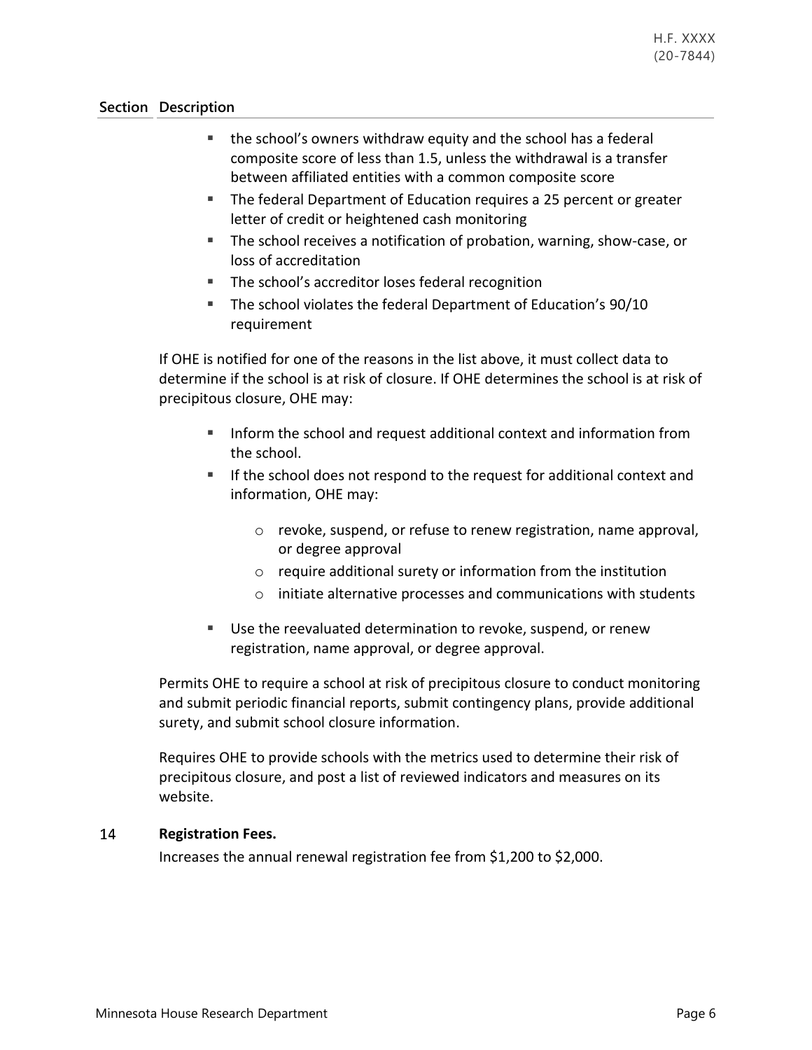| Section | Description |
|---|---|

- the school's owners withdraw equity and the school has a federal composite score of less than 1.5, unless the withdrawal is a transfer between affiliated entities with a common composite score
- The federal Department of Education requires a 25 percent or greater letter of credit or heightened cash monitoring
- The school receives a notification of probation, warning, show-case, or loss of accreditation
- The school's accreditor loses federal recognition
- The school violates the federal Department of Education's 90/10 requirement

If OHE is notified for one of the reasons in the list above, it must collect data to determine if the school is at risk of closure. If OHE determines the school is at risk of precipitous closure, OHE may:

- Inform the school and request additional context and information from the school.
- If the school does not respond to the request for additional context and information, OHE may:
  - revoke, suspend, or refuse to renew registration, name approval, or degree approval
  - require additional surety or information from the institution
  - initiate alternative processes and communications with students
- Use the reevaluated determination to revoke, suspend, or renew registration, name approval, or degree approval.

Permits OHE to require a school at risk of precipitous closure to conduct monitoring and submit periodic financial reports, submit contingency plans, provide additional surety, and submit school closure information.

Requires OHE to provide schools with the metrics used to determine their risk of precipitous closure, and post a list of reviewed indicators and measures on its website.

**14 Registration Fees.**

Increases the annual renewal registration fee from $1,200 to $2,000.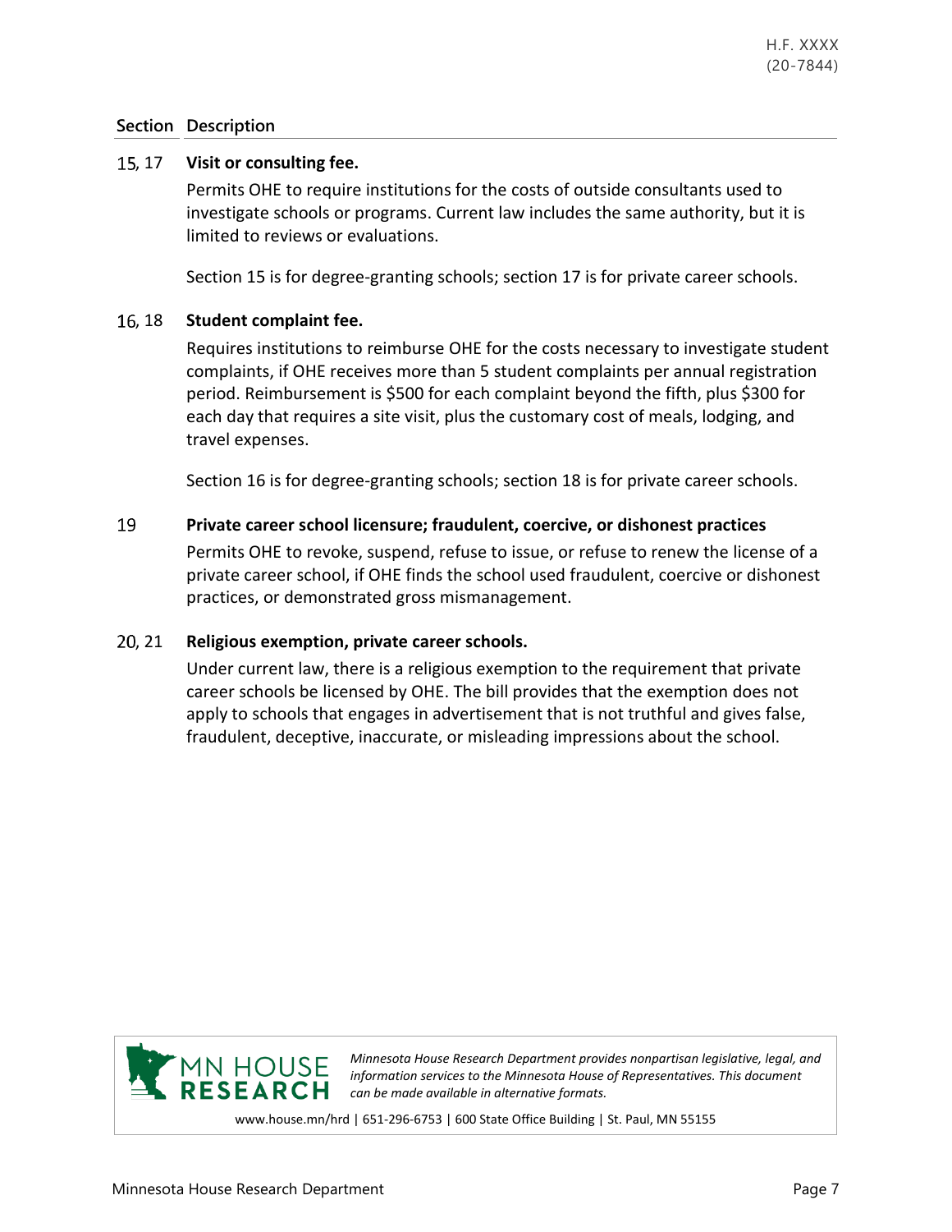| Section | Description |
|---|---|
| 15, 17 | **Visit or consulting fee.**<br>Permits OHE to require institutions for the costs of outside consultants used to investigate schools or programs. Current law includes the same authority, but it is limited to reviews or evaluations.<br><br>Section 15 is for degree-granting schools; section 17 is for private career schools. |
| 16, 18 | **Student complaint fee.**<br>Requires institutions to reimburse OHE for the costs necessary to investigate student complaints, if OHE receives more than 5 student complaints per annual registration period. Reimbursement is $500 for each complaint beyond the fifth, plus $300 for each day that requires a site visit, plus the customary cost of meals, lodging, and travel expenses.<br><br>Section 16 is for degree-granting schools; section 18 is for private career schools. |
| 19 | **Private career school licensure; fraudulent, coercive, or dishonest practices**<br>Permits OHE to revoke, suspend, refuse to issue, or refuse to renew the license of a private career school, if OHE finds the school used fraudulent, coercive or dishonest practices, or demonstrated gross mismanagement. |
| 20, 21 | **Religious exemption, private career schools.**<br>Under current law, there is a religious exemption to the requirement that private career schools be licensed by OHE. The bill provides that the exemption does not apply to schools that engages in advertisement that is not truthful and gives false, fraudulent, deceptive, inaccurate, or misleading impressions about the school. |

MN HOUSE RESEARCH

*Minnesota House Research Department provides nonpartisan legislative, legal, and information services to the Minnesota House of Representatives. This document can be made available in alternative formats.*

www.house.mn/hrd | 651-296-6753 | 600 State Office Building | St. Paul, MN 55155